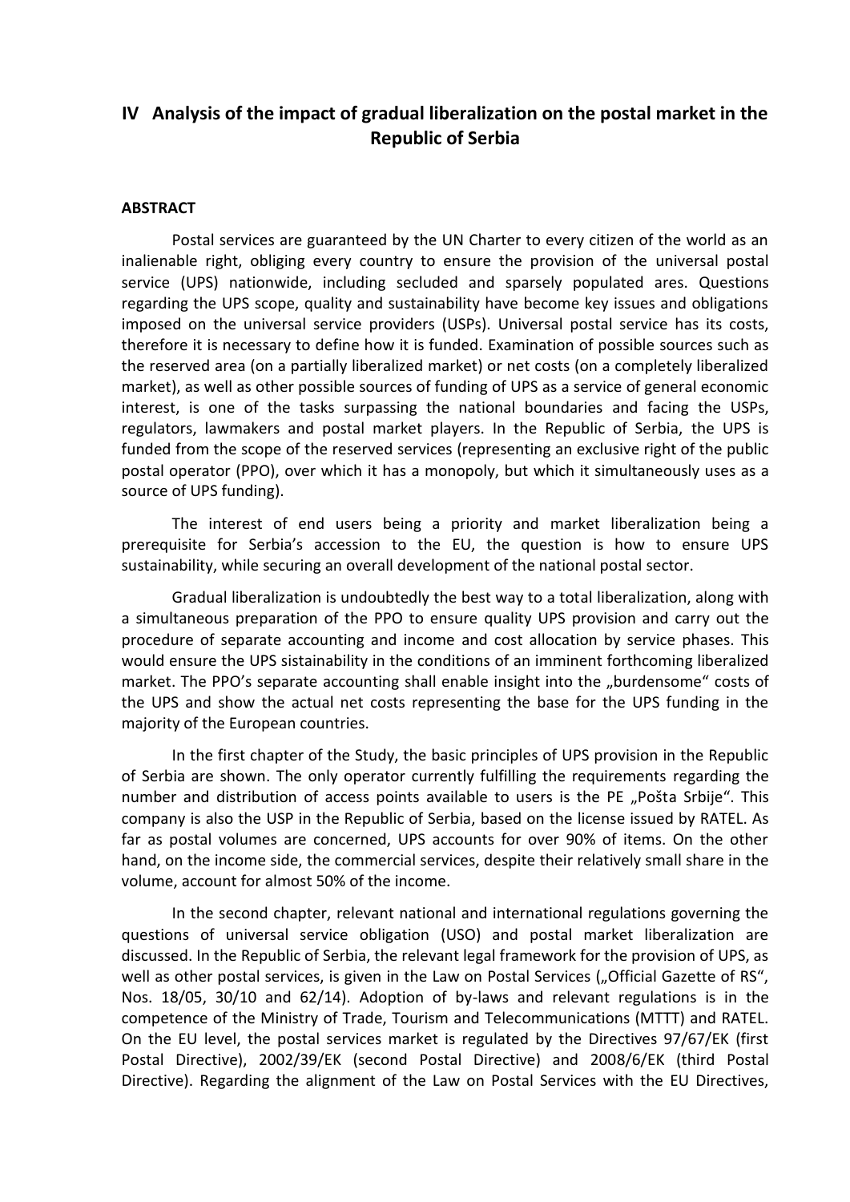# IV Analysis of the impact of gradual liberalization on the postal market in the Republic of Serbia

**ABSTRACT**

Postal services are guaranteed by the UN Charter to every citizen of the world as an inalienable right, obliging every country to ensure the provision of the universal postal service (UPS) nationwide, including secluded and sparsely populated ares. Questions regarding the UPS scope, quality and sustainability have become key issues and obligations imposed on the universal service providers (USPs). Universal postal service has its costs, therefore it is necessary to define how it is funded. Examination of possible sources such as the reserved area (on a partially liberalized market) or net costs (on a completely liberalized market), as well as other possible sources of funding of UPS as a service of general economic interest, is one of the tasks surpassing the national boundaries and facing the USPs, regulators, lawmakers and postal market players. In the Republic of Serbia, the UPS is funded from the scope of the reserved services (representing an exclusive right of the public postal operator (PPO), over which it has a monopoly, but which it simultaneously uses as a source of UPS funding).

The interest of end users being a priority and market liberalization being a prerequisite for Serbia's accession to the EU, the question is how to ensure UPS sustainability, while securing an overall development of the national postal sector.

Gradual liberalization is undoubtedly the best way to a total liberalization, along with a simultaneous preparation of the PPO to ensure quality UPS provision and carry out the procedure of separate accounting and income and cost allocation by service phases. This would ensure the UPS sistainability in the conditions of an imminent forthcoming liberalized market. The PPO's separate accounting shall enable insight into the „burdensome" costs of the UPS and show the actual net costs representing the base for the UPS funding in the majority of the European countries.

In the first chapter of the Study, the basic principles of UPS provision in the Republic of Serbia are shown. The only operator currently fulfilling the requirements regarding the number and distribution of access points available to users is the PE „Pošta Srbije". This company is also the USP in the Republic of Serbia, based on the license issued by RATEL. As far as postal volumes are concerned, UPS accounts for over 90% of items. On the other hand, on the income side, the commercial services, despite their relatively small share in the volume, account for almost 50% of the income.

In the second chapter, relevant national and international regulations governing the questions of universal service obligation (USO) and postal market liberalization are discussed. In the Republic of Serbia, the relevant legal framework for the provision of UPS, as well as other postal services, is given in the Law on Postal Services („Official Gazette of RS", Nos. 18/05, 30/10 and 62/14). Adoption of by-laws and relevant regulations is in the competence of the Ministry of Trade, Tourism and Telecommunications (MTTT) and RATEL. On the EU level, the postal services market is regulated by the Directives 97/67/EK (first Postal Directive), 2002/39/EK (second Postal Directive) and 2008/6/EK (third Postal Directive). Regarding the alignment of the Law on Postal Services with the EU Directives,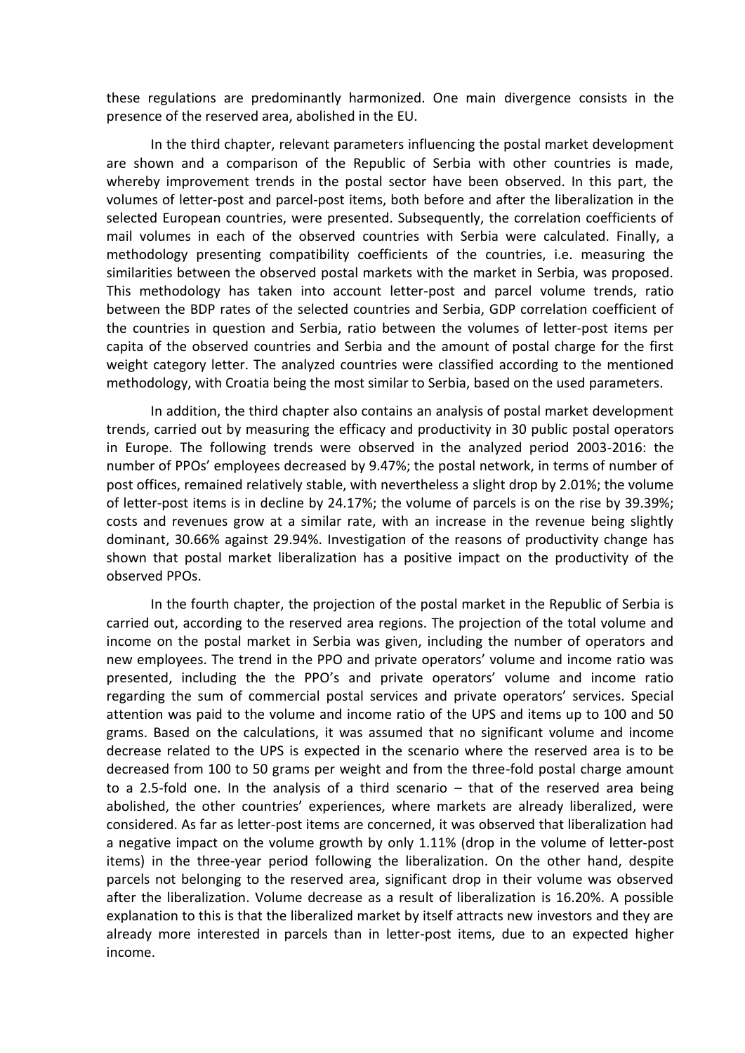these regulations are predominantly harmonized. One main divergence consists in the presence of the reserved area, abolished in the EU.

In the third chapter, relevant parameters influencing the postal market development are shown and a comparison of the Republic of Serbia with other countries is made, whereby improvement trends in the postal sector have been observed. In this part, the volumes of letter-post and parcel-post items, both before and after the liberalization in the selected European countries, were presented. Subsequently, the correlation coefficients of mail volumes in each of the observed countries with Serbia were calculated. Finally, a methodology presenting compatibility coefficients of the countries, i.e. measuring the similarities between the observed postal markets with the market in Serbia, was proposed. This methodology has taken into account letter-post and parcel volume trends, ratio between the BDP rates of the selected countries and Serbia, GDP correlation coefficient of the countries in question and Serbia, ratio between the volumes of letter-post items per capita of the observed countries and Serbia and the amount of postal charge for the first weight category letter. The analyzed countries were classified according to the mentioned methodology, with Croatia being the most similar to Serbia, based on the used parameters.

In addition, the third chapter also contains an analysis of postal market development trends, carried out by measuring the efficacy and productivity in 30 public postal operators in Europe. The following trends were observed in the analyzed period 2003-2016: the number of PPOs' employees decreased by 9.47%; the postal network, in terms of number of post offices, remained relatively stable, with nevertheless a slight drop by 2.01%; the volume of letter-post items is in decline by 24.17%; the volume of parcels is on the rise by 39.39%; costs and revenues grow at a similar rate, with an increase in the revenue being slightly dominant, 30.66% against 29.94%. Investigation of the reasons of productivity change has shown that postal market liberalization has a positive impact on the productivity of the observed PPOs.

In the fourth chapter, the projection of the postal market in the Republic of Serbia is carried out, according to the reserved area regions. The projection of the total volume and income on the postal market in Serbia was given, including the number of operators and new employees. The trend in the PPO and private operators' volume and income ratio was presented, including the the PPO's and private operators' volume and income ratio regarding the sum of commercial postal services and private operators' services. Special attention was paid to the volume and income ratio of the UPS and items up to 100 and 50 grams. Based on the calculations, it was assumed that no significant volume and income decrease related to the UPS is expected in the scenario where the reserved area is to be decreased from 100 to 50 grams per weight and from the three-fold postal charge amount to a 2.5-fold one. In the analysis of a third scenario – that of the reserved area being abolished, the other countries' experiences, where markets are already liberalized, were considered. As far as letter-post items are concerned, it was observed that liberalization had a negative impact on the volume growth by only 1.11% (drop in the volume of letter-post items) in the three-year period following the liberalization. On the other hand, despite parcels not belonging to the reserved area, significant drop in their volume was observed after the liberalization. Volume decrease as a result of liberalization is 16.20%. A possible explanation to this is that the liberalized market by itself attracts new investors and they are already more interested in parcels than in letter-post items, due to an expected higher income.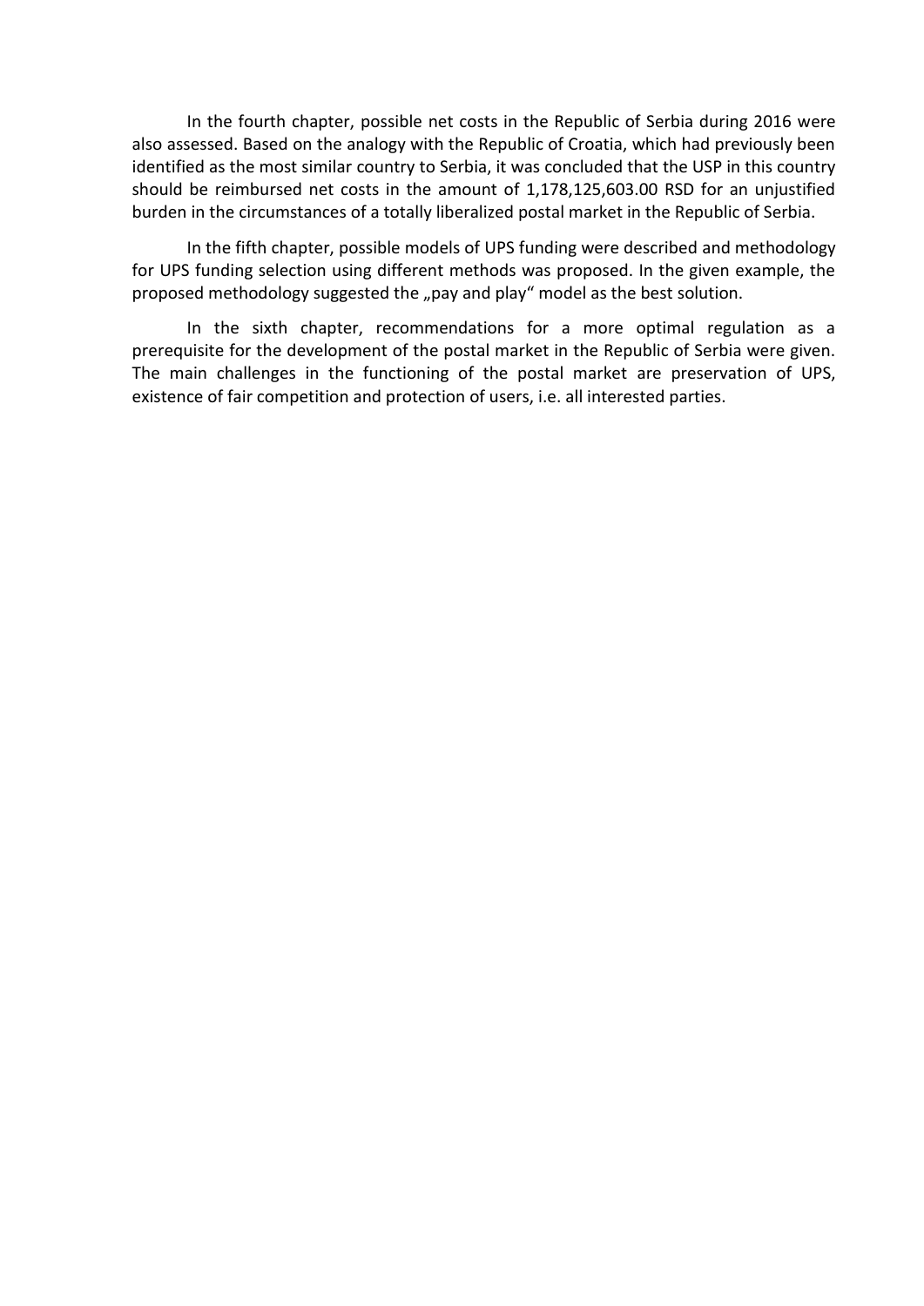In the fourth chapter, possible net costs in the Republic of Serbia during 2016 were also assessed. Based on the analogy with the Republic of Croatia, which had previously been identified as the most similar country to Serbia, it was concluded that the USP in this country should be reimbursed net costs in the amount of 1,178,125,603.00 RSD for an unjustified burden in the circumstances of a totally liberalized postal market in the Republic of Serbia.

In the fifth chapter, possible models of UPS funding were described and methodology for UPS funding selection using different methods was proposed. In the given example, the proposed methodology suggested the „pay and play“ model as the best solution.

In the sixth chapter, recommendations for a more optimal regulation as a prerequisite for the development of the postal market in the Republic of Serbia were given. The main challenges in the functioning of the postal market are preservation of UPS, existence of fair competition and protection of users, i.e. all interested parties.